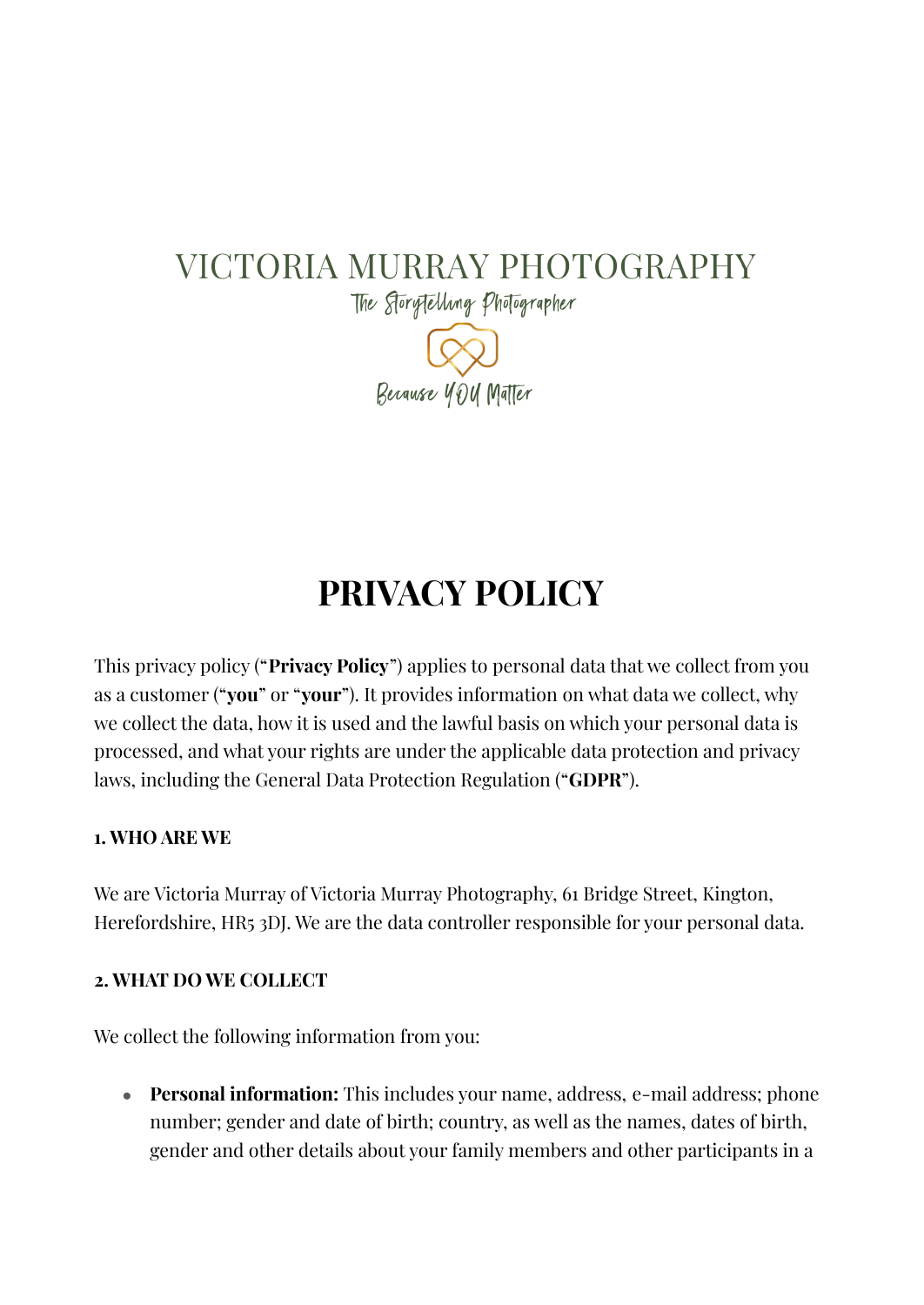VICTORIA MURRAY PHOTOGRAPHY

*The Storytelling Photographer*

*Because YOU Matter*

# PRIVACY POLICY

This privacy policy ("**Privacy Policy**") applies to personal data that we collect from you as a customer ("**you**" or "**your**"). It provides information on what data we collect, why we collect the data, how it is used and the lawful basis on which your personal data is processed, and what your rights are under the applicable data protection and privacy laws, including the General Data Protection Regulation ("**GDPR**").

**1. WHO ARE WE**

We are Victoria Murray of Victoria Murray Photography, 61 Bridge Street, Kington, Herefordshire, HR5 3DJ. We are the data controller responsible for your personal data.

**2. WHAT DO WE COLLECT**

We collect the following information from you:

- **Personal information:** This includes your name, address, e-mail address; phone number; gender and date of birth; country, as well as the names, dates of birth, gender and other details about your family members and other participants in a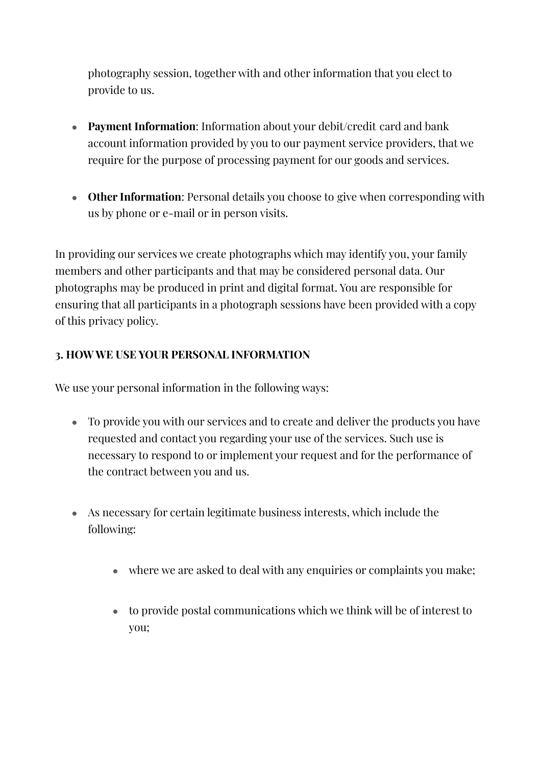photography session, together with and other information that you elect to provide to us.

- **Payment Information**: Information about your debit/credit card and bank account information provided by you to our payment service providers, that we require for the purpose of processing payment for our goods and services.

- **Other Information**: Personal details you choose to give when corresponding with us by phone or e-mail or in person visits.

In providing our services we create photographs which may identify you, your family members and other participants and that may be considered personal data. Our photographs may be produced in print and digital format. You are responsible for ensuring that all participants in a photograph sessions have been provided with a copy of this privacy policy.

**3. HOW WE USE YOUR PERSONAL INFORMATION**

We use your personal information in the following ways:

- To provide you with our services and to create and deliver the products you have requested and contact you regarding your use of the services. Such use is necessary to respond to or implement your request and for the performance of the contract between you and us.

- As necessary for certain legitimate business interests, which include the following:

    - where we are asked to deal with any enquiries or complaints you make;

    - to provide postal communications which we think will be of interest to you;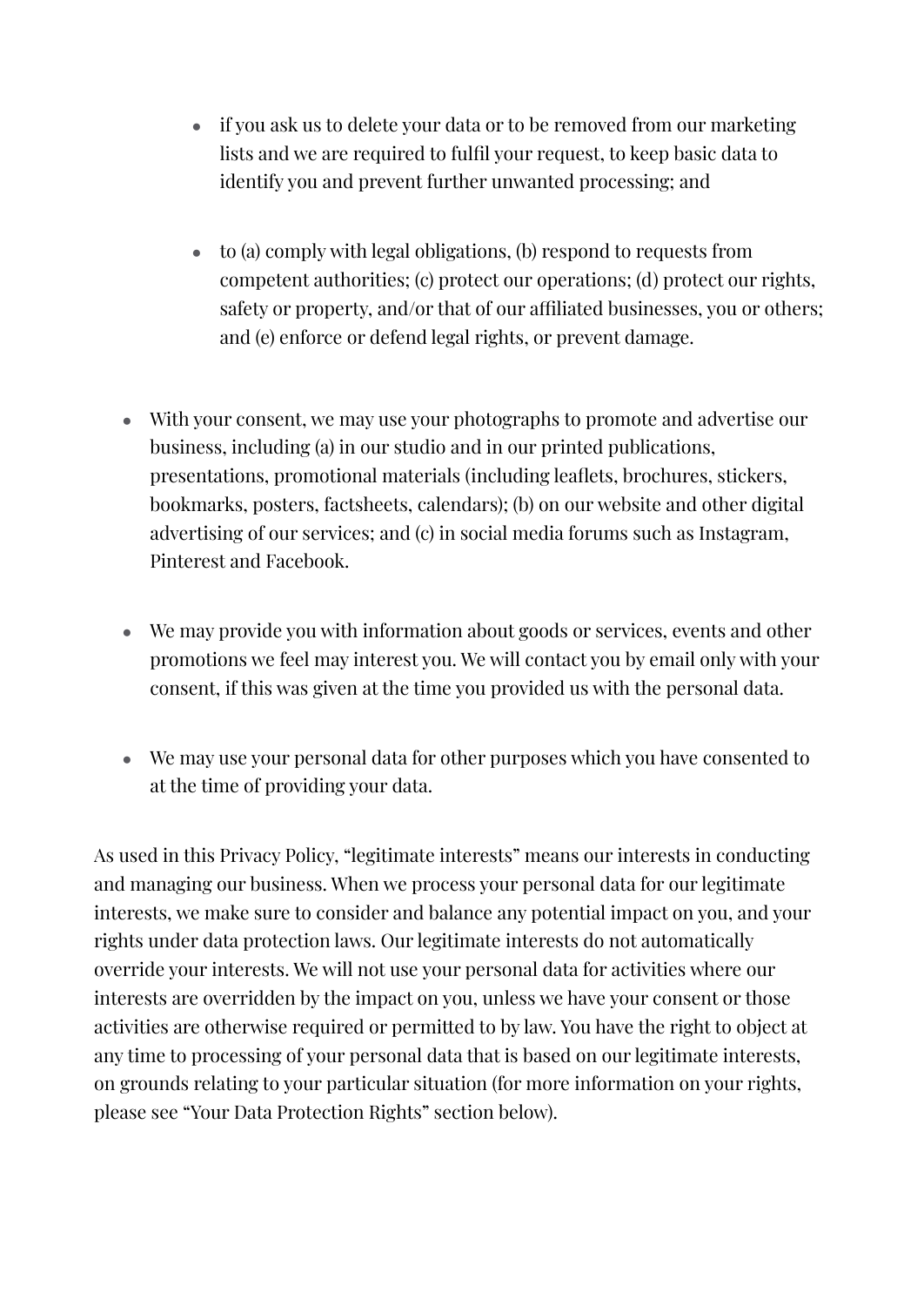- if you ask us to delete your data or to be removed from our marketing lists and we are required to fulfil your request, to keep basic data to identify you and prevent further unwanted processing; and

  - to (a) comply with legal obligations, (b) respond to requests from competent authorities; (c) protect our operations; (d) protect our rights, safety or property, and/or that of our affiliated businesses, you or others; and (e) enforce or defend legal rights, or prevent damage.

- With your consent, we may use your photographs to promote and advertise our business, including (a) in our studio and in our printed publications, presentations, promotional materials (including leaflets, brochures, stickers, bookmarks, posters, factsheets, calendars); (b) on our website and other digital advertising of our services; and (c) in social media forums such as Instagram, Pinterest and Facebook.

- We may provide you with information about goods or services, events and other promotions we feel may interest you. We will contact you by email only with your consent, if this was given at the time you provided us with the personal data.

- We may use your personal data for other purposes which you have consented to at the time of providing your data.

As used in this Privacy Policy, "legitimate interests" means our interests in conducting and managing our business. When we process your personal data for our legitimate interests, we make sure to consider and balance any potential impact on you, and your rights under data protection laws. Our legitimate interests do not automatically override your interests. We will not use your personal data for activities where our interests are overridden by the impact on you, unless we have your consent or those activities are otherwise required or permitted to by law. You have the right to object at any time to processing of your personal data that is based on our legitimate interests, on grounds relating to your particular situation (for more information on your rights, please see "Your Data Protection Rights" section below).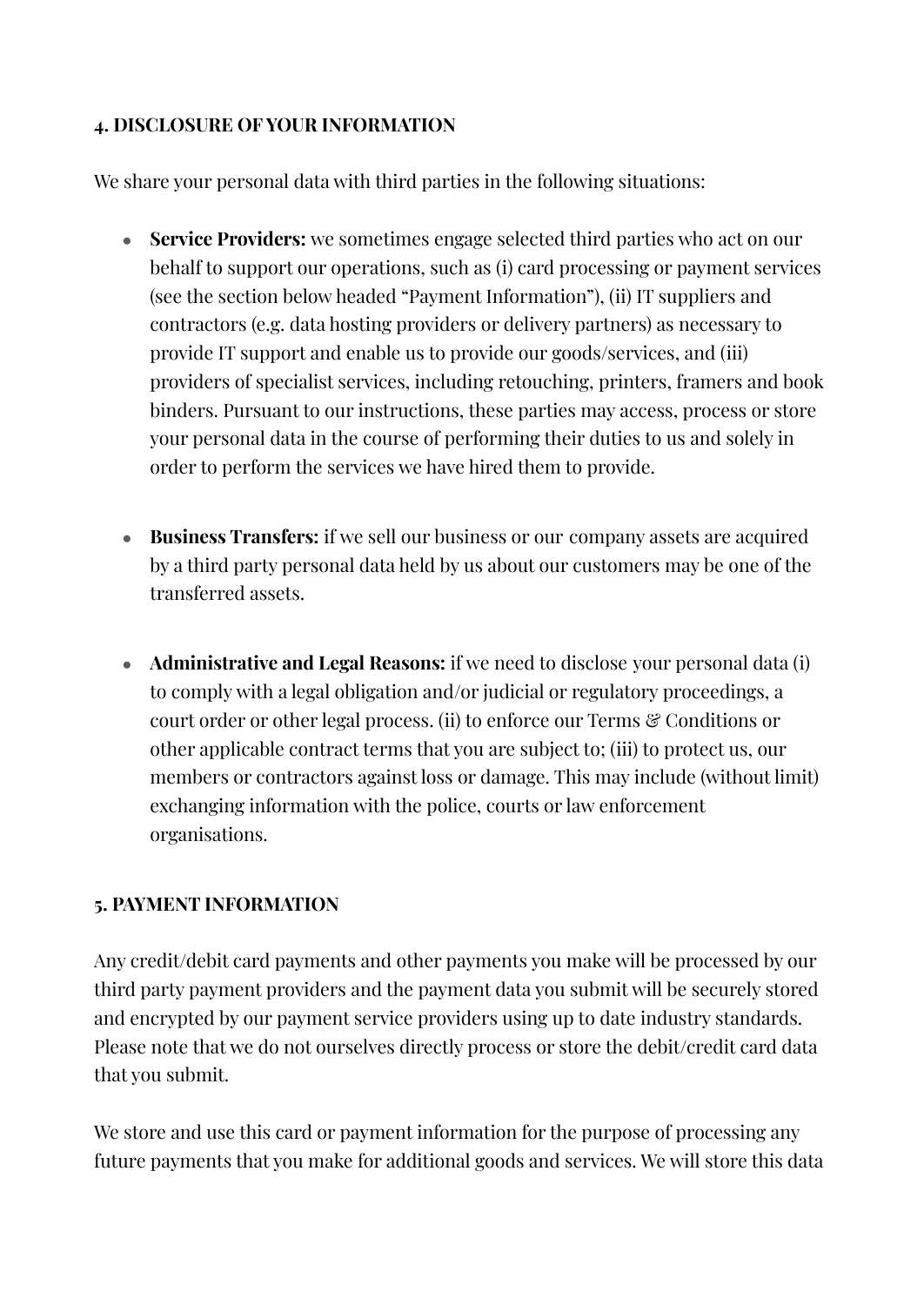**4. DISCLOSURE OF YOUR INFORMATION**

We share your personal data with third parties in the following situations:

- **Service Providers:** we sometimes engage selected third parties who act on our behalf to support our operations, such as (i) card processing or payment services (see the section below headed "Payment Information"), (ii) IT suppliers and contractors (e.g. data hosting providers or delivery partners) as necessary to provide IT support and enable us to provide our goods/services, and (iii) providers of specialist services, including retouching, printers, framers and book binders. Pursuant to our instructions, these parties may access, process or store your personal data in the course of performing their duties to us and solely in order to perform the services we have hired them to provide.

- **Business Transfers:** if we sell our business or our company assets are acquired by a third party personal data held by us about our customers may be one of the transferred assets.

- **Administrative and Legal Reasons:** if we need to disclose your personal data (i) to comply with a legal obligation and/or judicial or regulatory proceedings, a court order or other legal process. (ii) to enforce our Terms & Conditions or other applicable contract terms that you are subject to; (iii) to protect us, our members or contractors against loss or damage. This may include (without limit) exchanging information with the police, courts or law enforcement organisations.

**5. PAYMENT INFORMATION**

Any credit/debit card payments and other payments you make will be processed by our third party payment providers and the payment data you submit will be securely stored and encrypted by our payment service providers using up to date industry standards. Please note that we do not ourselves directly process or store the debit/credit card data that you submit.

We store and use this card or payment information for the purpose of processing any future payments that you make for additional goods and services. We will store this data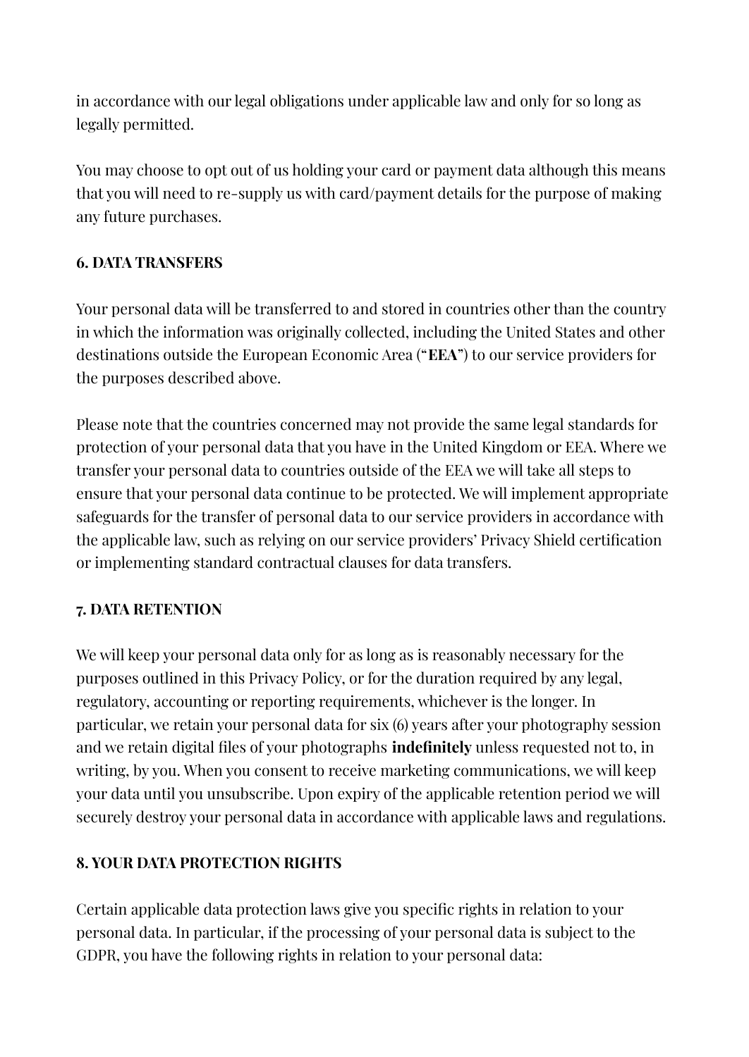in accordance with our legal obligations under applicable law and only for so long as legally permitted.

You may choose to opt out of us holding your card or payment data although this means that you will need to re-supply us with card/payment details for the purpose of making any future purchases.

**6. DATA TRANSFERS**

Your personal data will be transferred to and stored in countries other than the country in which the information was originally collected, including the United States and other destinations outside the European Economic Area (**"EEA"**) to our service providers for the purposes described above.

Please note that the countries concerned may not provide the same legal standards for protection of your personal data that you have in the United Kingdom or EEA. Where we transfer your personal data to countries outside of the EEA we will take all steps to ensure that your personal data continue to be protected. We will implement appropriate safeguards for the transfer of personal data to our service providers in accordance with the applicable law, such as relying on our service providers' Privacy Shield certification or implementing standard contractual clauses for data transfers.

**7. DATA RETENTION**

We will keep your personal data only for as long as is reasonably necessary for the purposes outlined in this Privacy Policy, or for the duration required by any legal, regulatory, accounting or reporting requirements, whichever is the longer. In particular, we retain your personal data for six (6) years after your photography session and we retain digital files of your photographs **indefinitely** unless requested not to, in writing, by you. When you consent to receive marketing communications, we will keep your data until you unsubscribe. Upon expiry of the applicable retention period we will securely destroy your personal data in accordance with applicable laws and regulations.

**8. YOUR DATA PROTECTION RIGHTS**

Certain applicable data protection laws give you specific rights in relation to your personal data. In particular, if the processing of your personal data is subject to the GDPR, you have the following rights in relation to your personal data: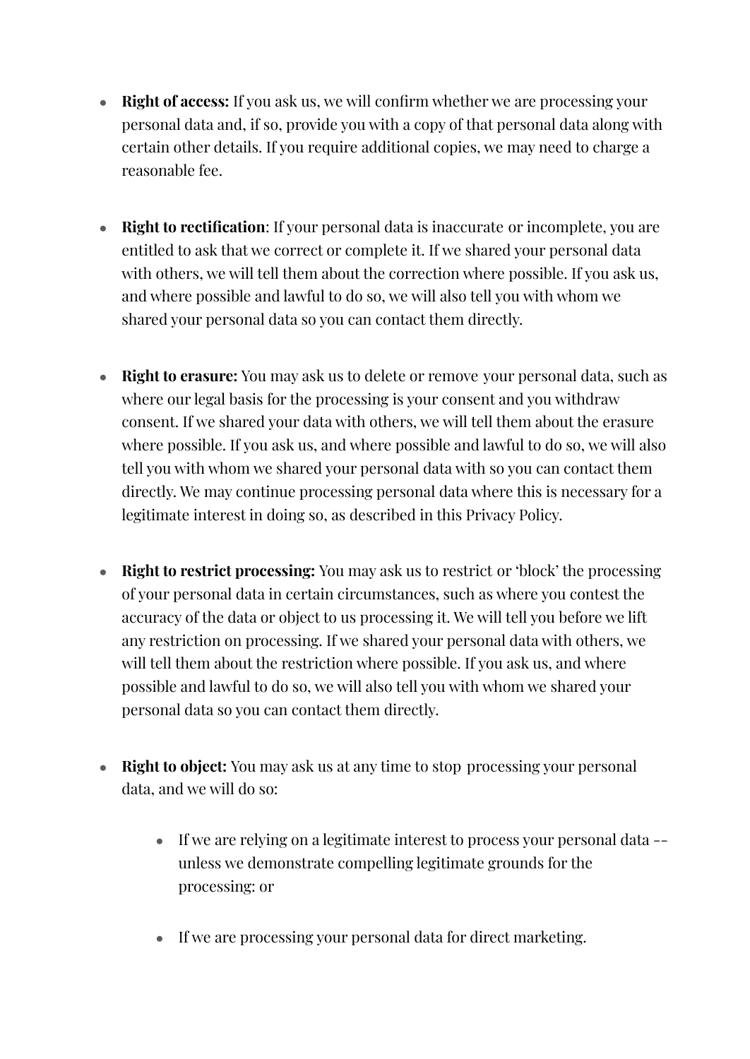- **Right of access:** If you ask us, we will confirm whether we are processing your personal data and, if so, provide you with a copy of that personal data along with certain other details. If you require additional copies, we may need to charge a reasonable fee.

- **Right to rectification**: If your personal data is inaccurate or incomplete, you are entitled to ask that we correct or complete it. If we shared your personal data with others, we will tell them about the correction where possible. If you ask us, and where possible and lawful to do so, we will also tell you with whom we shared your personal data so you can contact them directly.

- **Right to erasure:** You may ask us to delete or remove your personal data, such as where our legal basis for the processing is your consent and you withdraw consent. If we shared your data with others, we will tell them about the erasure where possible. If you ask us, and where possible and lawful to do so, we will also tell you with whom we shared your personal data with so you can contact them directly. We may continue processing personal data where this is necessary for a legitimate interest in doing so, as described in this Privacy Policy.

- **Right to restrict processing:** You may ask us to restrict or 'block' the processing of your personal data in certain circumstances, such as where you contest the accuracy of the data or object to us processing it. We will tell you before we lift any restriction on processing. If we shared your personal data with others, we will tell them about the restriction where possible. If you ask us, and where possible and lawful to do so, we will also tell you with whom we shared your personal data so you can contact them directly.

- **Right to object:** You may ask us at any time to stop processing your personal data, and we will do so:

  - If we are relying on a legitimate interest to process your personal data -- unless we demonstrate compelling legitimate grounds for the processing: or

  - If we are processing your personal data for direct marketing.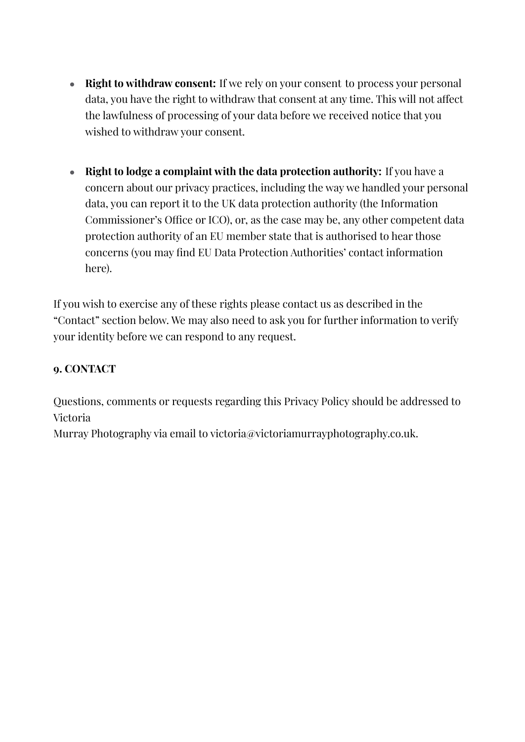- **Right to withdraw consent:** If we rely on your consent to process your personal data, you have the right to withdraw that consent at any time. This will not affect the lawfulness of processing of your data before we received notice that you wished to withdraw your consent.

- **Right to lodge a complaint with the data protection authority:** If you have a concern about our privacy practices, including the way we handled your personal data, you can report it to the UK data protection authority (the Information Commissioner's Office or ICO), or, as the case may be, any other competent data protection authority of an EU member state that is authorised to hear those concerns (you may find EU Data Protection Authorities' contact information here).

If you wish to exercise any of these rights please contact us as described in the "Contact" section below. We may also need to ask you for further information to verify your identity before we can respond to any request.

**9. CONTACT**

Questions, comments or requests regarding this Privacy Policy should be addressed to Victoria
Murray Photography via email to victoria@victoriamurrayphotography.co.uk.